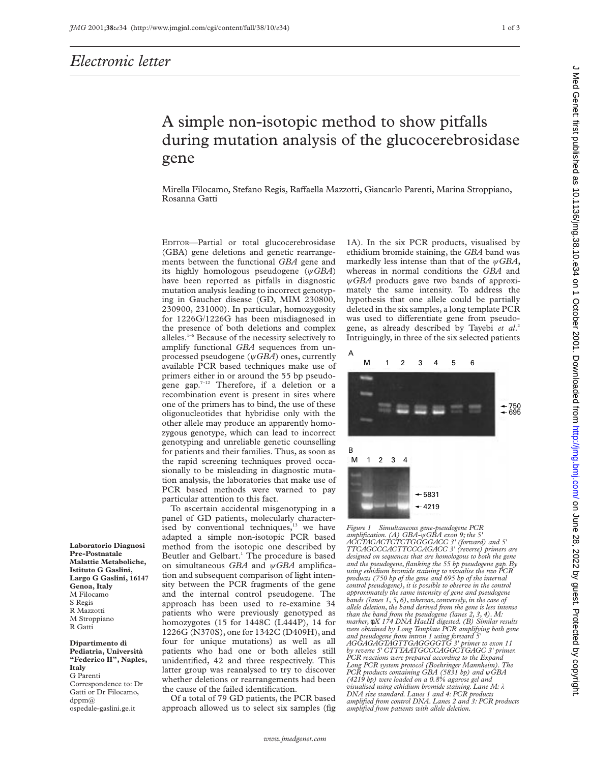## Electronic letter

# A simple non-isotopic method to show pitfalls during mutation analysis of the glucocerebrosidase gene

Mirella Filocamo, Stefano Regis, Raffaella Mazzotti, Giancarlo Parenti, Marina Stroppiano, Rosanna Gatti

EDITOR—Partial or total glucocerebrosidase (GBA) gene deletions and genetic rearrangements between the functional *GBA* gene and its highly homologous pseudogene (*ψGBA*) have been reported as pitfalls in diagnostic mutation analysis leading to incorrect genotyping in Gaucher disease (GD, MIM 230800, 230900, 231000). In particular, homozygosity for 1226G/1226G has been misdiagnosed in the presence of both deletions and complex alleles.[1–6] Because of the necessity selectively to amplify functional *GBA* sequences from unprocessed pseudogene (*ψGBA*) ones, currently available PCR based techniques make use of primers either in or around the 55 bp pseudogene gap.[7–12] Therefore, if a deletion or a recombination event is present in sites where one of the primers has to bind, the use of these oligonucleotides that hybridise only with the other allele may produce an apparently homozygous genotype, which can lead to incorrect genotyping and unreliable genetic counselling for patients and their families. Thus, as soon as the rapid screening techniques proved occasionally to be misleading in diagnostic mutation analysis, the laboratories that make use of PCR based methods were warned to pay particular attention to this fact.

To ascertain accidental misgenotyping in a panel of GD patients, molecularly characterised by conventional techniques,[13] we have adapted a simple non-isotopic PCR based method from the isotopic one described by Beutler and Gelbart.[1] The procedure is based on simultaneous *GBA* and *ψGBA* amplification and subsequent comparison of light intensity between the PCR fragments of the gene and the internal control pseudogene. The approach has been used to re-examine 34 patients who were previously genotyped as homozygotes (15 for 1448C (L444P), 14 for 1226G (N370S), one for 1342C (D409H), and four for unique mutations) as well as all patients who had one or both alleles still unidentified, 42 and three respectively. This latter group was reanalysed to try to discover whether deletions or rearrangements had been the cause of the failed identification.

Of a total of 79 GD patients, the PCR based approach allowed us to select six samples (fig 1A). In the six PCR products, visualised by ethidium bromide staining, the *GBA* band was markedly less intense than that of the *ψGBA*, whereas in normal conditions the *GBA* and *ψGBA* products gave two bands of approximately the same intensity. To address the hypothesis that one allele could be partially deleted in the six samples, a long template PCR was used to differentiate gene from pseudogene, as already described by Tayebi *et al*.[2] Intriguingly, in three of the six selected patients

*Figure 1 Simultaneous gene-pseudogene PCR amplification. (A) GBA-ψGBA exon 9; the 5' ACCTACACTCTCTGGGGACC 3' (forward) and 5' TTCAGCCCACTTCCCAGACC 3' (reverse) primers are designed on sequences that are homologous to both the gene and the pseudogene, flanking the 55 bp pseudogene gap. By using ethidium bromide staining to visualise the two PCR products (750 bp of the gene and 695 bp of the internal control pseudogene), it is possible to observe in the control approximately the same intensity of gene and pseudogene bands (lanes 1, 5, 6), whereas, conversely, in the case of allele deletion, the band derived from the gene is less intense than the band from the pseudogene (lanes 2, 3, 4). M: marker, φX 174 DNA HaeIII digested. (B) Similar results were obtained by Long Template PCR amplifying both gene and pseudogene from intron 1 using forward 5' AGGAGAGTAGTTGAGGGGTG 3' primer to exon 11 by reverse 5' CTTTAATGCCCAGGCTGAGC 3' primer. PCR reactions were prepared according to the Expand Long PCR system protocol (Boehringer Mannheim). The PCR products containing GBA (5831 bp) and ψGBA (4219 bp) were loaded on a 0.8% agarose gel and visualised using ethidium bromide staining. Lane M: λ DNA size standard. Lanes 1 and 4: PCR products amplified from control DNA. Lanes 2 and 3: PCR products amplified from patients with allele deletion.*

**Laboratorio Diagnosi Pre-Postnatale Malattie Metaboliche, Istituto G Gaslini, Largo G Gaslini, 16147 Genoa, Italy**
M Filocamo
S Regis
R Mazzotti
M Stroppiano
R Gatti

**Dipartimento di Pediatria, Università "Federico II", Naples, Italy**
G Parenti

Correspondence to: Dr Gatti or Dr Filocamo, dppm@ospedale-gaslini.ge.it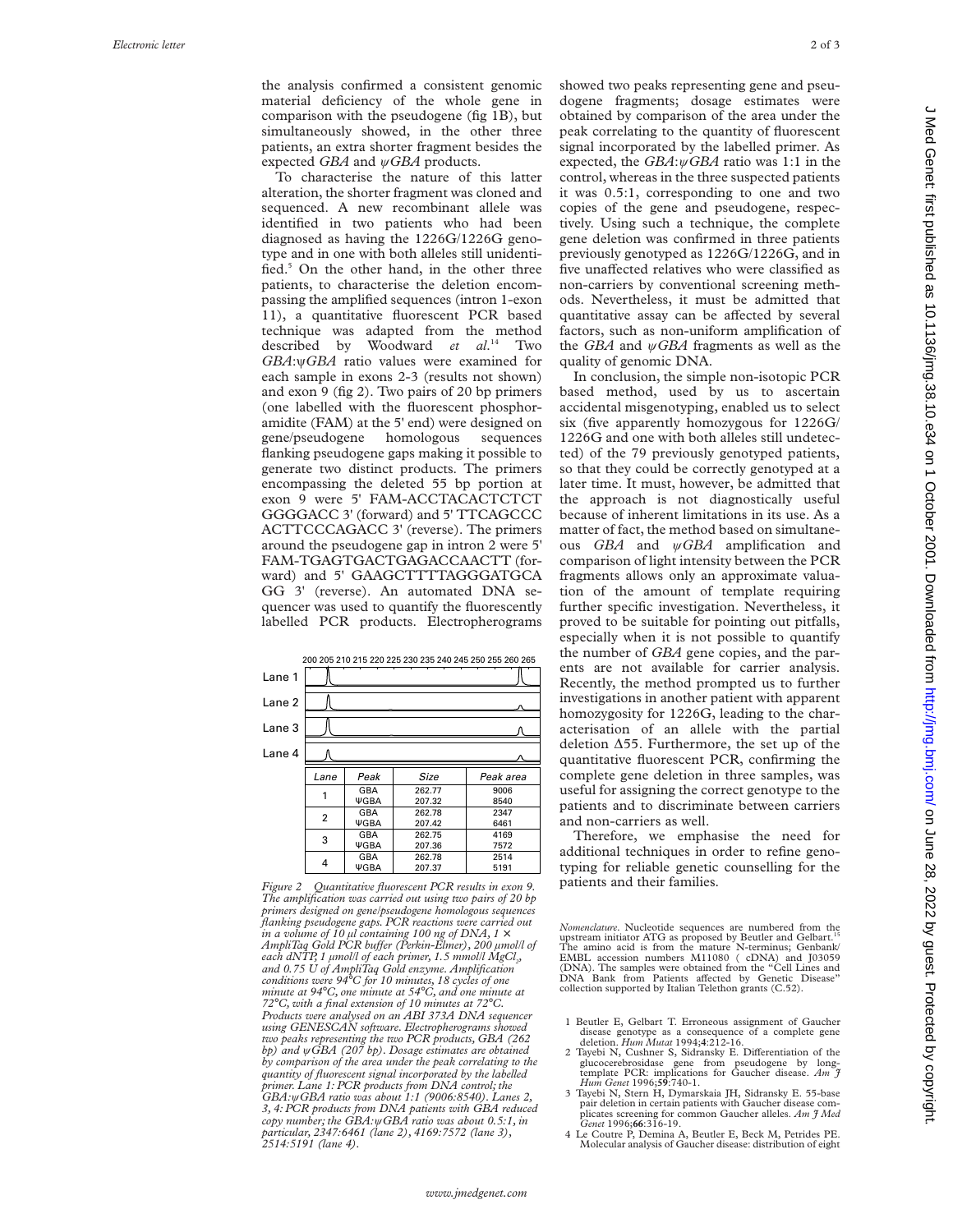the analysis confirmed a consistent genomic material deficiency of the whole gene in comparison with the pseudogene (fig 1B), but simultaneously showed, in the other three patients, an extra shorter fragment besides the expected *GBA* and *ψGBA* products.

To characterise the nature of this latter alteration, the shorter fragment was cloned and sequenced. A new recombinant allele was identified in two patients who had been diagnosed as having the 1226G/1226G genotype and in one with both alleles still unidentified.[5] On the other hand, in the other three patients, to characterise the deletion encompassing the amplified sequences (intron 1-exon 11), a quantitative fluorescent PCR based technique was adapted from the method described by Woodward *et al.*[14] Two *GBA*:*ψGBA* ratio values were examined for each sample in exons 2-3 (results not shown) and exon 9 (fig 2). Two pairs of 20 bp primers (one labelled with the fluorescent phosphoramidite (FAM) at the 5' end) were designed on gene/pseudogene homologous sequences flanking pseudogene gaps making it possible to generate two distinct products. The primers encompassing the deleted 55 bp portion at exon 9 were 5' FAM-ACCTACACTCTCT GGGGACC 3' (forward) and 5' TTCAGCCC ACTTCCCAGACC 3' (reverse). The primers around the pseudogene gap in intron 2 were 5' FAM-TGAGTGACTGAGACCAACTT (forward) and 5' GAAGCTTTTAGGGATGCA GG 3' (reverse). An automated DNA sequencer was used to quantify the fluorescently labelled PCR products. Electropherograms showed two peaks representing gene and pseudogene fragments; dosage estimates were obtained by comparison of the area under the peak correlating to the quantity of fluorescent signal incorporated by the labelled primer. As expected, the *GBA*:*ψGBA* ratio was 1:1 in the control, whereas in the three suspected patients it was 0.5:1, corresponding to one and two copies of the gene and pseudogene, respectively. Using such a technique, the complete gene deletion was confirmed in three patients previously genotyped as 1226G/1226G, and in five unaffected relatives who were classified as non-carriers by conventional screening methods. Nevertheless, it must be admitted that quantitative assay can be affected by several factors, such as non-uniform amplification of the *GBA* and *ψGBA* fragments as well as the quality of genomic DNA.

| Lane | Peak | Size | Peak area |
|---|---|---|---|
| 1 | GBA | 262.77 | 9006 |
| | ΨGBA | 207.32 | 8540 |
| 2 | GBA | 262.78 | 2347 |
| | ΨGBA | 207.42 | 6461 |
| 3 | GBA | 262.75 | 4169 |
| | ΨGBA | 207.36 | 7572 |
| 4 | GBA | 262.78 | 2514 |
| | ΨGBA | 207.37 | 5191 |

*Figure 2 Quantitative fluorescent PCR results in exon 9. The amplification was carried out using two pairs of 20 bp primers designed on gene/pseudogene homologous sequences flanking pseudogene gaps. PCR reactions were carried out in a volume of 10 µl containing 100 ng of DNA, 1 × AmpliTaq Gold PCR buffer (Perkin-Elmer), 200 µmol/l of each dNTP, 1 µmol/l of each primer, 1.5 mmol/l $MgCl_2$, and 0.75 U of AmpliTaq Gold enzyme. Amplification conditions were 94°C for 10 minutes, 18 cycles of one minute at 94°C, one minute at 54°C, and one minute at 72°C, with a final extension of 10 minutes at 72°C. Products were analysed on an ABI 373A DNA sequencer using GENESCAN software. Electropherograms showed two peaks representing the two PCR products, GBA (262 bp) and ψGBA (207 bp). Dosage estimates are obtained by comparison of the area under the peak correlating to the quantity of fluorescent signal incorporated by the labelled primer. Lane 1: PCR products from DNA control; the GBA:ψGBA ratio was about 1:1 (9006:8540). Lanes 2, 3, 4: PCR products from DNA patients with GBA reduced copy number; the GBA:ψGBA ratio was about 0.5:1, in particular, 2347:6461 (lane 2), 4169:7572 (lane 3), 2514:5191 (lane 4).*

In conclusion, the simple non-isotopic PCR based method, used by us to ascertain accidental misgenotyping, enabled us to select six (five apparently homozygous for 1226G/1226G and one with both alleles still undetected) of the 79 previously genotyped patients, so that they could be correctly genotyped at a later time. It must, however, be admitted that the approach is not diagnostically useful because of inherent limitations in its use. As a matter of fact, the method based on simultaneous *GBA* and *ψGBA* amplification and comparison of light intensity between the PCR fragments allows only an approximate valuation of the amount of template requiring further specific investigation. Nevertheless, it proved to be suitable for pointing out pitfalls, especially when it is not possible to quantify the number of *GBA* gene copies, and the parents are not available for carrier analysis. Recently, the method prompted us to further investigations in another patient with apparent homozygosity for 1226G, leading to the characterisation of an allele with the partial deletion Δ55. Furthermore, the set up of the quantitative fluorescent PCR, confirming the complete gene deletion in three samples, was useful for assigning the correct genotype to the patients and to discriminate between carriers and non-carriers as well.

Therefore, we emphasise the need for additional techniques in order to refine genotyping for reliable genetic counselling for the patients and their families.

*Nomenclature*. Nucleotide sequences are numbered from the upstream initiator ATG as proposed by Beutler and Gelbart.[15] The amino acid is from the mature N-terminus; Genbank/EMBL accession numbers M11080 (cDNA) and J03059 (DNA). The samples were obtained from the "Cell Lines and DNA Bank from Patients affected by Genetic Disease" collection supported by Italian Telethon grants (C.52).

1 Beutler E, Gelbart T. Erroneous assignment of Gaucher disease genotype as a consequence of a complete gene deletion. *Hum Mutat* 1994;**4**:212-16.
2 Tayebi N, Cushner S, Sidransky E. Differentiation of the glucocerebrosidase gene from pseudogene by long-template PCR: implications for Gaucher disease. *Am J Hum Genet* 1996;**59**:740-1.
3 Tayebi N, Stern H, Dymarskaia JH, Sidransky E. 55-base pair deletion in certain patients with Gaucher disease complicates screening for common Gaucher alleles. *Am J Med Genet* 1996;**66**:316-19.
4 Le Coutre P, Demina A, Beutler E, Beck M, Petrides PE. Molecular analysis of Gaucher disease: distribution of eight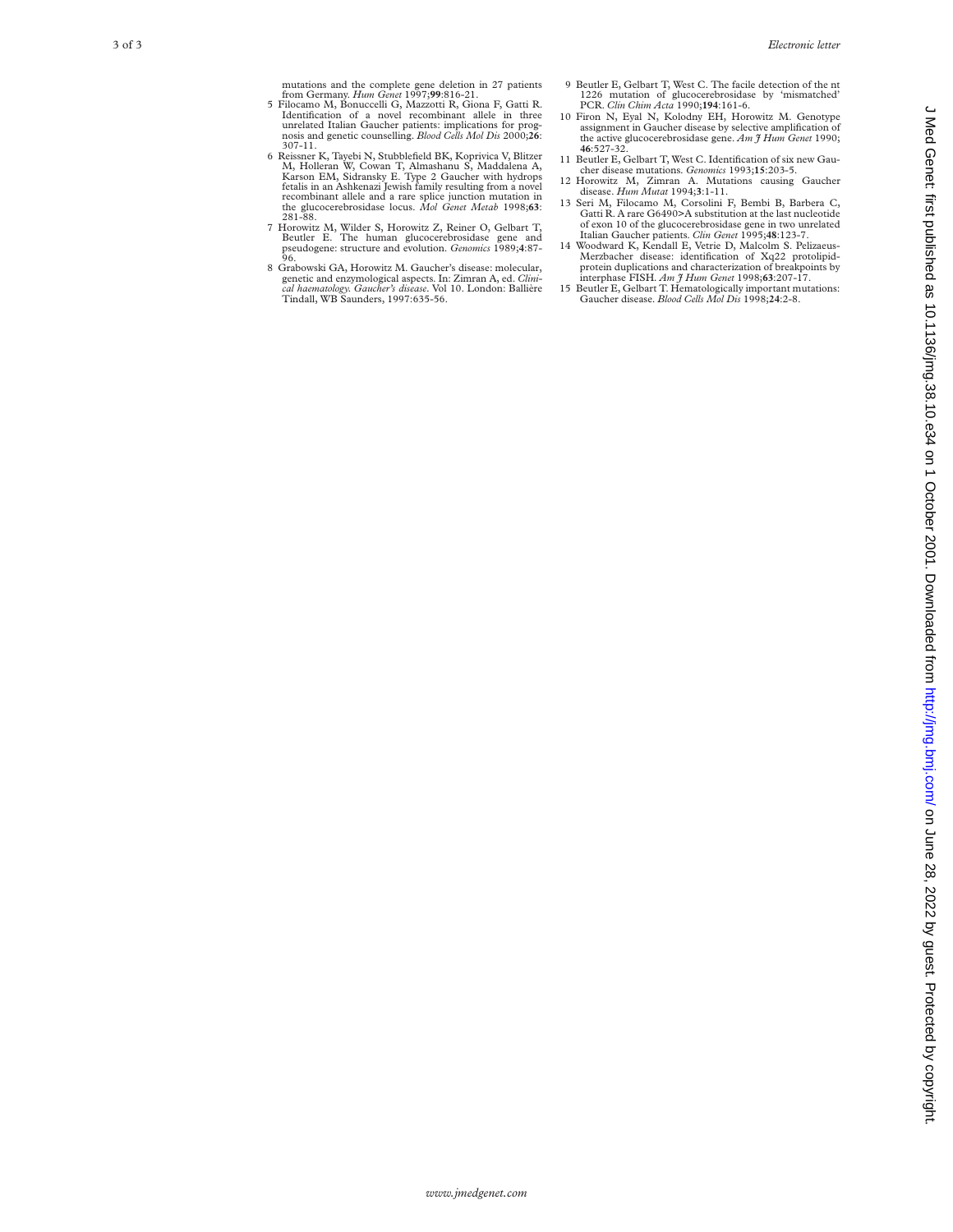mutations and the complete gene deletion in 27 patients from Germany. *Hum Genet* 1997;**99**:816-21.

5 Filocamo M, Bonuccelli G, Mazzotti R, Giona F, Gatti R. Identification of a novel recombinant allele in three unrelated Italian Gaucher patients: implications for prognosis and genetic counselling. *Blood Cells Mol Dis* 2000;**26**:307-11.

6 Reissner K, Tayebi N, Stubblefield BK, Koprivica V, Blitzer M, Holleran W, Cowan T, Almashanu S, Maddalena A, Karson EM, Sidransky E. Type 2 Gaucher with hydrops fetalis in an Ashkenazi Jewish family resulting from a novel recombinant allele and a rare splice junction mutation in the glucocerebrosidase locus. *Mol Genet Metab* 1998;**63**:281-88.

7 Horowitz M, Wilder S, Horowitz Z, Reiner O, Gelbart T, Beutler E. The human glucocerebrosidase gene and pseudogene: structure and evolution. *Genomics* 1989;**4**:87-96.

8 Grabowski GA, Horowitz M. Gaucher's disease: molecular, genetic and enzymological aspects. In: Zimran A, ed. *Clinical haematology. Gaucher's disease*. Vol 10. London: Ballière Tindall, WB Saunders, 1997:635-56.

9 Beutler E, Gelbart T, West C. The facile detection of the nt 1226 mutation of glucocerebrosidase by 'mismatched' PCR. *Clin Chim Acta* 1990;**194**:161-6.

10 Firon N, Eyal N, Kolodny EH, Horowitz M. Genotype assignment in Gaucher disease by selective amplification of the active glucocerebrosidase gene. *Am J Hum Genet* 1990;**46**:527-32.

11 Beutler E, Gelbart T, West C. Identification of six new Gaucher disease mutations. *Genomics* 1993;**15**:203-5.

12 Horowitz M, Zimran A. Mutations causing Gaucher disease. *Hum Mutat* 1994;**3**:1-11.

13 Seri M, Filocamo M, Corsolini F, Bembi B, Barbera C, Gatti R. A rare G6490>A substitution at the last nucleotide of exon 10 of the glucocerebrosidase gene in two unrelated Italian Gaucher patients. *Clin Genet* 1995;**48**:123-7.

14 Woodward K, Kendall E, Vetrie D, Malcolm S. Pelizaeus-Merzbacher disease: identification of Xq22 protolipid-protein duplications and characterization of breakpoints by interphase FISH. *Am J Hum Genet* 1998;**63**:207-17.

15 Beutler E, Gelbart T. Hematologically important mutations: Gaucher disease. *Blood Cells Mol Dis* 1998;**24**:2-8.